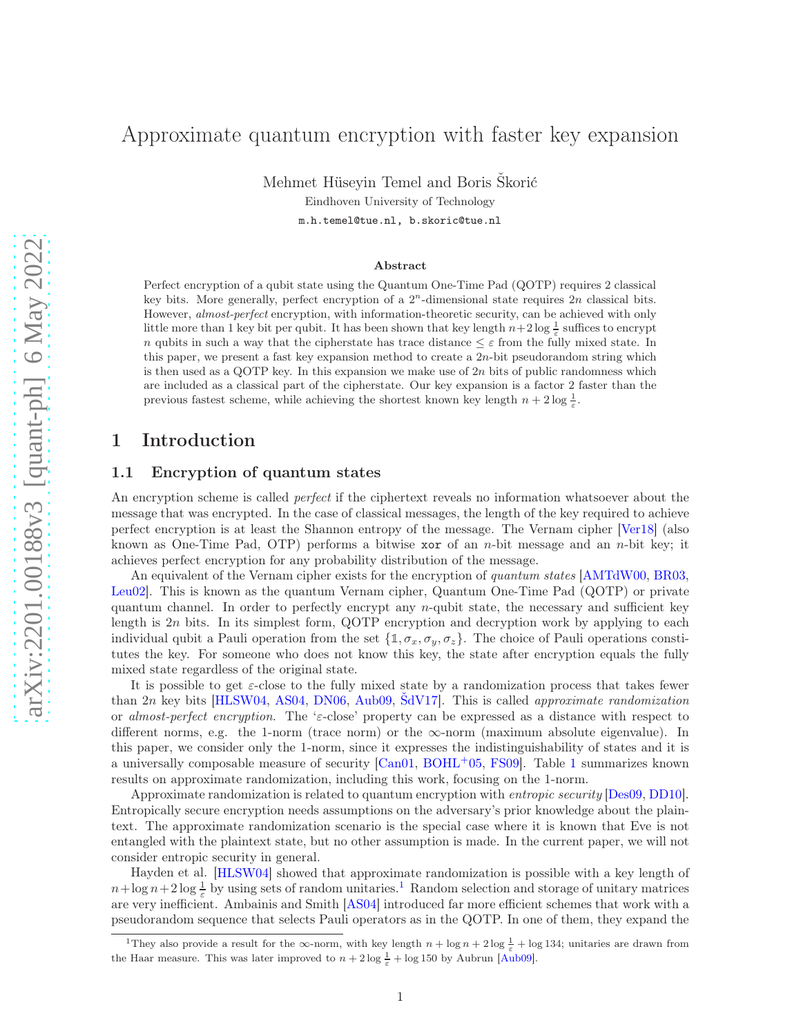# Approximate quantum encryption with faster key expansion

Mehmet Hüseyin Temel and Boris Škorić

Eindhoven University of Technology

m.h.temel@tue.nl, b.skoric@tue.nl

### Abstract

Perfect encryption of a qubit state using the Quantum One-Time Pad (QOTP) requires 2 classical key bits. More generally, perfect encryption of a $2^n$-dimensional state requires $2n$ classical bits. However, *almost-perfect* encryption, with information-theoretic security, can be achieved with only little more than 1 key bit per qubit. It has been shown that key length $n+2\log\frac{1}{\varepsilon}$ suffices to encrypt $n$ qubits in such a way that the cipherstate has trace distance $\leq \varepsilon$ from the fully mixed state. In this paper, we present a fast key expansion method to create a $2n$-bit pseudorandom string which is then used as a QOTP key. In this expansion we make use of $2n$ bits of public randomness which are included as a classical part of the cipherstate. Our key expansion is a factor 2 faster than the previous fastest scheme, while achieving the shortest known key length $n+2\log\frac{1}{\varepsilon}$.

## 1 Introduction

### 1.1 Encryption of quantum states

An encryption scheme is called *perfect* if the ciphertext reveals no information whatsoever about the message that was encrypted. In the case of classical messages, the length of the key required to achieve perfect encryption is at least the Shannon entropy of the message. The Vernam cipher [Ver18] (also known as One-Time Pad, OTP) performs a bitwise `xor` of an $n$-bit message and an $n$-bit key; it achieves perfect encryption for any probability distribution of the message.

An equivalent of the Vernam cipher exists for the encryption of *quantum states* [AMTdW00, BR03, Leu02]. This is known as the quantum Vernam cipher, Quantum One-Time Pad (QOTP) or private quantum channel. In order to perfectly encrypt any $n$-qubit state, the necessary and sufficient key length is $2n$ bits. In its simplest form, QOTP encryption and decryption work by applying to each individual qubit a Pauli operation from the set $\{\mathbb{1}, \sigma_x, \sigma_y, \sigma_z\}$. The choice of Pauli operations constitutes the key. For someone who does not know this key, the state after encryption equals the fully mixed state regardless of the original state.

It is possible to get $\varepsilon$-close to the fully mixed state by a randomization process that takes fewer than $2n$ key bits [HLSW04, AS04, DN06, Aub09, ŠdV17]. This is called *approximate randomization* or *almost-perfect encryption*. The '$\varepsilon$-close' property can be expressed as a distance with respect to different norms, e.g. the 1-norm (trace norm) or the $\infty$-norm (maximum absolute eigenvalue). In this paper, we consider only the 1-norm, since it expresses the indistinguishability of states and it is a universally composable measure of security [Can01, BOHL+05, FS09]. Table 1 summarizes known results on approximate randomization, including this work, focusing on the 1-norm.

Approximate randomization is related to quantum encryption with *entropic security* [Des09, DD10]. Entropically secure encryption needs assumptions on the adversary's prior knowledge about the plaintext. The approximate randomization scenario is the special case where it is known that Eve is not entangled with the plaintext state, but no other assumption is made. In the current paper, we will not consider entropic security in general.

Hayden et al. [HLSW04] showed that approximate randomization is possible with a key length of $n+\log n+2\log\frac{1}{\varepsilon}$ by using sets of random unitaries.[1] Random selection and storage of unitary matrices are very inefficient. Ambainis and Smith [AS04] introduced far more efficient schemes that work with a pseudorandom sequence that selects Pauli operators as in the QOTP. In one of them, they expand the

[1] They also provide a result for the $\infty$-norm, with key length $n+\log n+2\log\frac{1}{\varepsilon}+\log 134$; unitaries are drawn from the Haar measure. This was later improved to $n+2\log\frac{1}{\varepsilon}+\log 150$ by Aubrun [Aub09].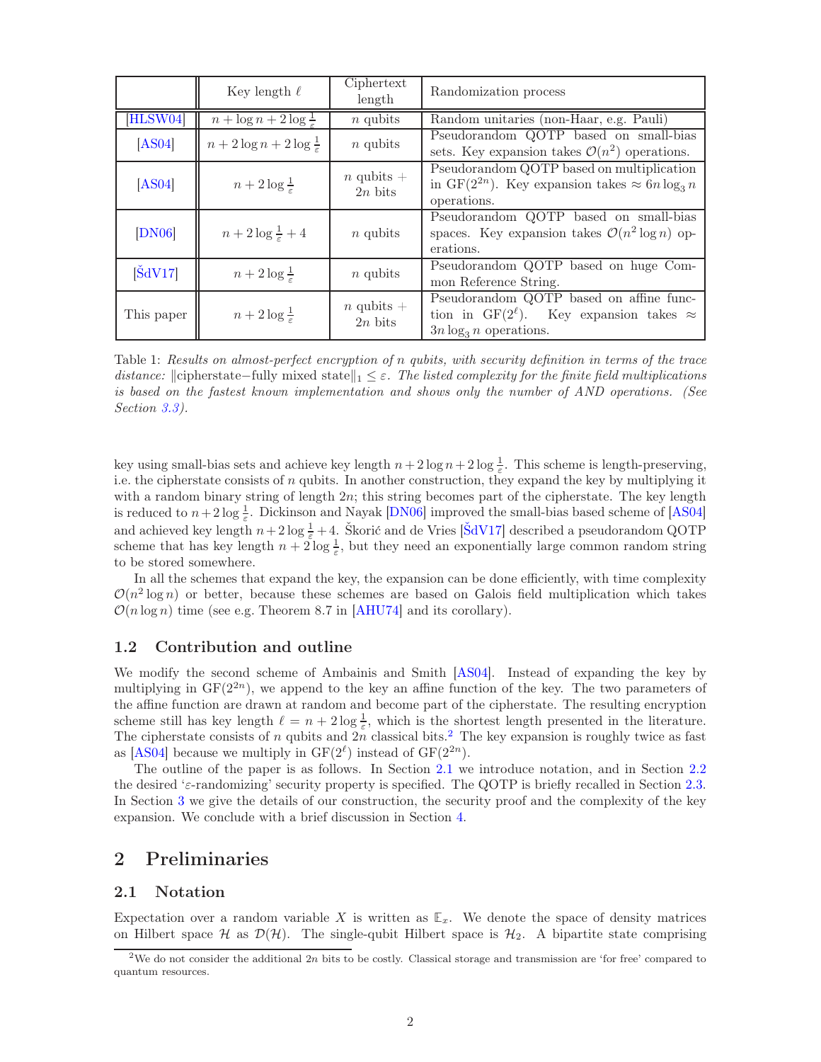|  | Key length $\ell$ | Ciphertext length | Randomization process |
|---|---|---|---|
| [HLSW04] | $n + \log n + 2\log\frac{1}{\varepsilon}$ | $n$ qubits | Random unitaries (non-Haar, e.g. Pauli) |
| [AS04] | $n + 2\log n + 2\log\frac{1}{\varepsilon}$ | $n$ qubits | Pseudorandom QOTP based on small-bias sets. Key expansion takes $\mathcal{O}(n^2)$ operations. |
| [AS04] | $n + 2\log\frac{1}{\varepsilon}$ | $n$ qubits + $2n$ bits | Pseudorandom QOTP based on multiplication in GF$(2^{2n})$. Key expansion takes $\approx 6n\log_3 n$ operations. |
| [DN06] | $n + 2\log\frac{1}{\varepsilon} + 4$ | $n$ qubits | Pseudorandom QOTP based on small-bias spaces. Key expansion takes $\mathcal{O}(n^2\log n)$ operations. |
| [ŠdV17] | $n + 2\log\frac{1}{\varepsilon}$ | $n$ qubits | Pseudorandom QOTP based on huge Common Reference String. |
| This paper | $n + 2\log\frac{1}{\varepsilon}$ | $n$ qubits + $2n$ bits | Pseudorandom QOTP based on affine function in GF$(2^\ell)$. Key expansion takes $\approx 3n\log_3 n$ operations. |

Table 1: *Results on almost-perfect encryption of n qubits, with security definition in terms of the trace distance:* $\|\text{cipherstate}-\text{fully mixed state}\|_1 \leq \varepsilon$. *The listed complexity for the finite field multiplications is based on the fastest known implementation and shows only the number of AND operations. (See Section 3.3).*

key using small-bias sets and achieve key length $n+2\log n+2\log\frac{1}{\varepsilon}$. This scheme is length-preserving, i.e. the cipherstate consists of $n$ qubits. In another construction, they expand the key by multiplying it with a random binary string of length $2n$; this string becomes part of the cipherstate. The key length is reduced to $n+2\log\frac{1}{\varepsilon}$. Dickinson and Nayak [DN06] improved the small-bias based scheme of [AS04] and achieved key length $n+2\log\frac{1}{\varepsilon}+4$. Škorić and de Vries [ŠdV17] described a pseudorandom QOTP scheme that has key length $n+2\log\frac{1}{\varepsilon}$, but they need an exponentially large common random string to be stored somewhere.

In all the schemes that expand the key, the expansion can be done efficiently, with time complexity $\mathcal{O}(n^2\log n)$ or better, because these schemes are based on Galois field multiplication which takes $\mathcal{O}(n\log n)$ time (see e.g. Theorem 8.7 in [AHU74] and its corollary).

### 1.2 Contribution and outline

We modify the second scheme of Ambainis and Smith [AS04]. Instead of expanding the key by multiplying in GF$(2^{2n})$, we append to the key an affine function of the key. The two parameters of the affine function are drawn at random and become part of the cipherstate. The resulting encryption scheme still has key length $\ell = n+2\log\frac{1}{\varepsilon}$, which is the shortest length presented in the literature. The cipherstate consists of $n$ qubits and $2n$ classical bits.[2] The key expansion is roughly twice as fast as [AS04] because we multiply in GF$(2^\ell)$ instead of GF$(2^{2n})$.

The outline of the paper is as follows. In Section 2.1 we introduce notation, and in Section 2.2 the desired '$\varepsilon$-randomizing' security property is specified. The QOTP is briefly recalled in Section 2.3. In Section 3 we give the details of our construction, the security proof and the complexity of the key expansion. We conclude with a brief discussion in Section 4.

## 2 Preliminaries

### 2.1 Notation

Expectation over a random variable $X$ is written as $\mathbb{E}_x$. We denote the space of density matrices on Hilbert space $\mathcal{H}$ as $\mathcal{D}(\mathcal{H})$. The single-qubit Hilbert space is $\mathcal{H}_2$. A bipartite state comprising

[2] We do not consider the additional $2n$ bits to be costly. Classical storage and transmission are 'for free' compared to quantum resources.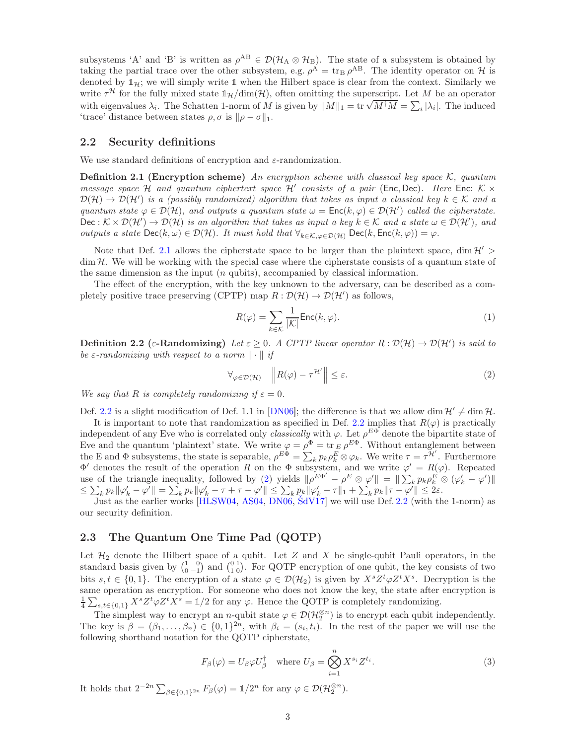subsystems 'A' and 'B' is written as $\rho^{AB} \in \mathcal{D}(\mathcal{H}_A \otimes \mathcal{H}_B)$. The state of a subsystem is obtained by taking the partial trace over the other subsystem, e.g. $\rho^A = \mathrm{tr}_B\, \rho^{AB}$. The identity operator on $\mathcal{H}$ is denoted by $\mathbb{1}_\mathcal{H}$; we will simply write $\mathbb{1}$ when the Hilbert space is clear from the context. Similarly we write $\tau^\mathcal{H}$ for the fully mixed state $\mathbb{1}_\mathcal{H}/\dim(\mathcal{H})$, often omitting the superscript. Let $M$ be an operator with eigenvalues $\lambda_i$. The Schatten 1-norm of $M$ is given by $\|M\|_1 = \mathrm{tr}\sqrt{M^\dagger M} = \sum_i |\lambda_i|$. The induced 'trace' distance between states $\rho, \sigma$ is $\|\rho - \sigma\|_1$.

## 2.2 Security definitions

We use standard definitions of encryption and $\varepsilon$-randomization.

**Definition 2.1 (Encryption scheme)** *An encryption scheme with classical key space $\mathcal{K}$, quantum message space $\mathcal{H}$ and quantum ciphertext space $\mathcal{H}'$ consists of a pair $(\mathsf{Enc}, \mathsf{Dec})$. Here $\mathsf{Enc}: \mathcal{K} \times \mathcal{D}(\mathcal{H}) \to \mathcal{D}(\mathcal{H}')$ is a (possibly randomized) algorithm that takes as input a classical key $k \in \mathcal{K}$ and a quantum state $\varphi \in \mathcal{D}(\mathcal{H})$, and outputs a quantum state $\omega = \mathsf{Enc}(k, \varphi) \in \mathcal{D}(\mathcal{H}')$ called the cipherstate. $\mathsf{Dec}: \mathcal{K} \times \mathcal{D}(\mathcal{H}') \to \mathcal{D}(\mathcal{H})$ is an algorithm that takes as input a key $k \in \mathcal{K}$ and a state $\omega \in \mathcal{D}(\mathcal{H}')$, and outputs a state $\mathsf{Dec}(k, \omega) \in \mathcal{D}(\mathcal{H})$. It must hold that $\forall_{k \in \mathcal{K}, \varphi \in \mathcal{D}(\mathcal{H})}\ \mathsf{Dec}(k, \mathsf{Enc}(k, \varphi)) = \varphi$.*

Note that Def. 2.1 allows the cipherstate space to be larger than the plaintext space, $\dim \mathcal{H}' > \dim \mathcal{H}$. We will be working with the special case where the cipherstate consists of a quantum state of the same dimension as the input ($n$ qubits), accompanied by classical information.

The effect of the encryption, with the key unknown to the adversary, can be described as a completely positive trace preserving (CPTP) map $R : \mathcal{D}(\mathcal{H}) \to \mathcal{D}(\mathcal{H}')$ as follows,

$$R(\varphi) = \sum_{k \in \mathcal{K}} \frac{1}{|\mathcal{K}|} \mathsf{Enc}(k, \varphi). \tag{1}$$

**Definition 2.2 ($\varepsilon$-Randomizing)** *Let $\varepsilon \geq 0$. A CPTP linear operator $R : \mathcal{D}(\mathcal{H}) \to \mathcal{D}(\mathcal{H}')$ is said to be $\varepsilon$-randomizing with respect to a norm $\|\cdot\|$ if*

$$\forall_{\varphi \in \mathcal{D}(\mathcal{H})} \quad \left\| R(\varphi) - \tau^{\mathcal{H}'} \right\| \leq \varepsilon. \tag{2}$$

*We say that $R$ is completely randomizing if $\varepsilon = 0$.*

Def. 2.2 is a slight modification of Def. 1.1 in [DN06]; the difference is that we allow $\dim \mathcal{H}' \neq \dim \mathcal{H}$.

It is important to note that randomization as specified in Def. 2.2 implies that $R(\varphi)$ is practically independent of any Eve who is correlated only *classically* with $\varphi$. Let $\rho^{E\Phi}$ denote the bipartite state of Eve and the quantum 'plaintext' state. We write $\varphi = \rho^\Phi = \mathrm{tr}_E\, \rho^{E\Phi}$. Without entanglement between the E and $\Phi$ subsystems, the state is separable, $\rho^{E\Phi} = \sum_k p_k \rho_k^E \otimes \varphi_k$. We write $\tau = \tau^{\mathcal{H}'}$. Furthermore $\Phi'$ denotes the result of the operation $R$ on the $\Phi$ subsystem, and we write $\varphi' = R(\varphi)$. Repeated use of the triangle inequality, followed by (2) yields $\|\rho^{E\Phi'} - \rho^E \otimes \varphi'\| = \|\sum_k p_k \rho_k^E \otimes (\varphi'_k - \varphi')\| \leq \sum_k p_k \|\varphi'_k - \varphi'\| = \sum_k p_k \|\varphi'_k - \tau + \tau - \varphi'\| \leq \sum_k p_k \|\varphi'_k - \tau\|_1 + \sum_k p_k \|\tau - \varphi'\| \leq 2\varepsilon$.

Just as the earlier works [HLSW04, AS04, DN06, ŠdV17] we will use Def. 2.2 (with the 1-norm) as our security definition.

## 2.3 The Quantum One Time Pad (QOTP)

Let $\mathcal{H}_2$ denote the Hilbert space of a qubit. Let $Z$ and $X$ be single-qubit Pauli operators, in the standard basis given by $\begin{pmatrix} 1 & 0 \\ 0 & -1 \end{pmatrix}$ and $\begin{pmatrix} 0 & 1 \\ 1 & 0 \end{pmatrix}$. For QOTP encryption of one qubit, the key consists of two bits $s, t \in \{0, 1\}$. The encryption of a state $\varphi \in \mathcal{D}(\mathcal{H}_2)$ is given by $X^s Z^t \varphi Z^t X^s$. Decryption is the same operation as encryption. For someone who does not know the key, the state after encryption is $\frac{1}{4}\sum_{s,t \in \{0,1\}} X^s Z^t \varphi Z^t X^s = \mathbb{1}/2$ for any $\varphi$. Hence the QOTP is completely randomizing.

The simplest way to encrypt an $n$-qubit state $\varphi \in \mathcal{D}(\mathcal{H}_2^{\otimes n})$ is to encrypt each qubit independently. The key is $\beta = (\beta_1, \ldots, \beta_n) \in \{0, 1\}^{2n}$, with $\beta_i = (s_i, t_i)$. In the rest of the paper we will use the following shorthand notation for the QOTP cipherstate,

$$F_\beta(\varphi) = U_\beta \varphi U_\beta^\dagger \quad \text{where } U_\beta = \bigotimes_{i=1}^n X^{s_i} Z^{t_i}. \tag{3}$$

It holds that $2^{-2n} \sum_{\beta \in \{0,1\}^{2n}} F_\beta(\varphi) = \mathbb{1}/2^n$ for any $\varphi \in \mathcal{D}(\mathcal{H}_2^{\otimes n})$.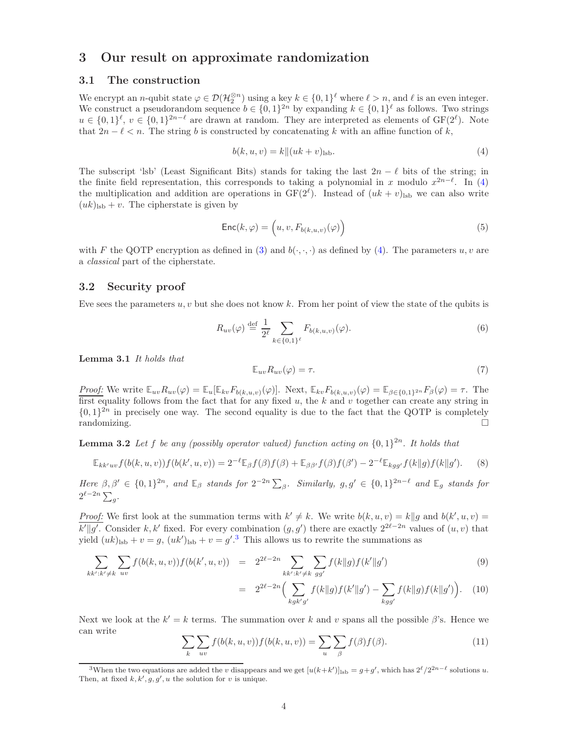# 3 Our result on approximate randomization

## 3.1 The construction

We encrypt an $n$-qubit state $\varphi \in \mathcal{D}(\mathcal{H}_2^{\otimes n})$ using a key $k \in \{0,1\}^\ell$ where $\ell > n$, and $\ell$ is an even integer. We construct a pseudorandom sequence $b \in \{0,1\}^{2n}$ by expanding $k \in \{0,1\}^\ell$ as follows. Two strings $u \in \{0,1\}^\ell$, $v \in \{0,1\}^{2n-\ell}$ are drawn at random. They are interpreted as elements of $\mathrm{GF}(2^\ell)$. Note that $2n - \ell < n$. The string $b$ is constructed by concatenating $k$ with an affine function of $k$,

$$b(k,u,v) = k \| (uk+v)_{\mathrm{lsb}}. \tag{4}$$

The subscript 'lsb' (Least Significant Bits) stands for taking the last $2n-\ell$ bits of the string; in the finite field representation, this corresponds to taking a polynomial in $x$ modulo $x^{2n-\ell}$. In (4) the multiplication and addition are operations in $\mathrm{GF}(2^\ell)$. Instead of $(uk+v)_{\mathrm{lsb}}$ we can also write $(uk)_{\mathrm{lsb}} + v$. The cipherstate is given by

$$\mathsf{Enc}(k,\varphi) = \Big(u, v, F_{b(k,u,v)}(\varphi)\Big) \tag{5}$$

with $F$ the QOTP encryption as defined in (3) and $b(\cdot,\cdot,\cdot)$ as defined by (4). The parameters $u, v$ are a *classical* part of the cipherstate.

## 3.2 Security proof

Eve sees the parameters $u, v$ but she does not know $k$. From her point of view the state of the qubits is

$$R_{uv}(\varphi) \stackrel{\text{def}}{=} \frac{1}{2^\ell} \sum_{k \in \{0,1\}^\ell} F_{b(k,u,v)}(\varphi). \tag{6}$$

**Lemma 3.1** *It holds that*

$$\mathbb{E}_{uv} R_{uv}(\varphi) = \tau. \tag{7}$$

*Proof:* We write $\mathbb{E}_{uv} R_{uv}(\varphi) = \mathbb{E}_u [\mathbb{E}_{kv} F_{b(k,u,v)}(\varphi)]$. Next, $\mathbb{E}_{kv} F_{b(k,u,v)}(\varphi) = \mathbb{E}_{\beta \in \{0,1\}^{2n}} F_\beta(\varphi) = \tau$. The first equality follows from the fact that for any fixed $u$, the $k$ and $v$ together can create any string in $\{0,1\}^{2n}$ in precisely one way. The second equality is due to the fact that the QOTP is completely randomizing. □

**Lemma 3.2** *Let $f$ be any (possibly operator valued) function acting on $\{0,1\}^{2n}$. It holds that*

$$\mathbb{E}_{kk'uv} f(b(k,u,v)) f(b(k',u,v)) = 2^{-\ell} \mathbb{E}_\beta f(\beta) f(\beta) + \mathbb{E}_{\beta\beta'} f(\beta) f(\beta') - 2^{-\ell} \mathbb{E}_{kgg'} f(k\|g) f(k\|g'). \tag{8}$$

*Here $\beta, \beta' \in \{0,1\}^{2n}$, and $\mathbb{E}_\beta$ stands for $2^{-2n}\sum_\beta$. Similarly, $g, g' \in \{0,1\}^{2n-\ell}$ and $\mathbb{E}_g$ stands for $2^{\ell-2n}\sum_g$.*

*Proof:* We first look at the summation terms with $k' \neq k$. We write $b(k,u,v) = k\|g$ and $b(k',u,v) = k'\|g'$. Consider $k, k'$ fixed. For every combination $(g, g')$ there are exactly $2^{2\ell-2n}$ values of $(u,v)$ that yield $(uk)_{\mathrm{lsb}} + v = g$, $(uk')_{\mathrm{lsb}} + v = g'$.[3] This allows us to rewrite the summations as

$$\begin{aligned}
\sum_{kk':k'\neq k} \sum_{uv} f(b(k,u,v)) f(b(k',u,v)) &= 2^{2\ell-2n} \sum_{kk':k'\neq k} \sum_{gg'} f(k\|g) f(k'\|g') & (9)\\
&= 2^{2\ell-2n} \Big( \sum_{kgk'g'} f(k\|g) f(k'\|g') - \sum_{kgg'} f(k\|g) f(k\|g') \Big). & (10)
\end{aligned}$$

Next we look at the $k' = k$ terms. The summation over $k$ and $v$ spans all the possible $\beta$'s. Hence we can write

$$\sum_k \sum_{uv} f(b(k,u,v)) f(b(k,u,v)) = \sum_u \sum_\beta f(\beta) f(\beta). \tag{11}$$

[3] When the two equations are added the $v$ disappears and we get $[u(k+k')]_{\mathrm{lsb}} = g + g'$, which has $2^\ell / 2^{2n-\ell}$ solutions $u$. Then, at fixed $k, k', g, g', u$ the solution for $v$ is unique.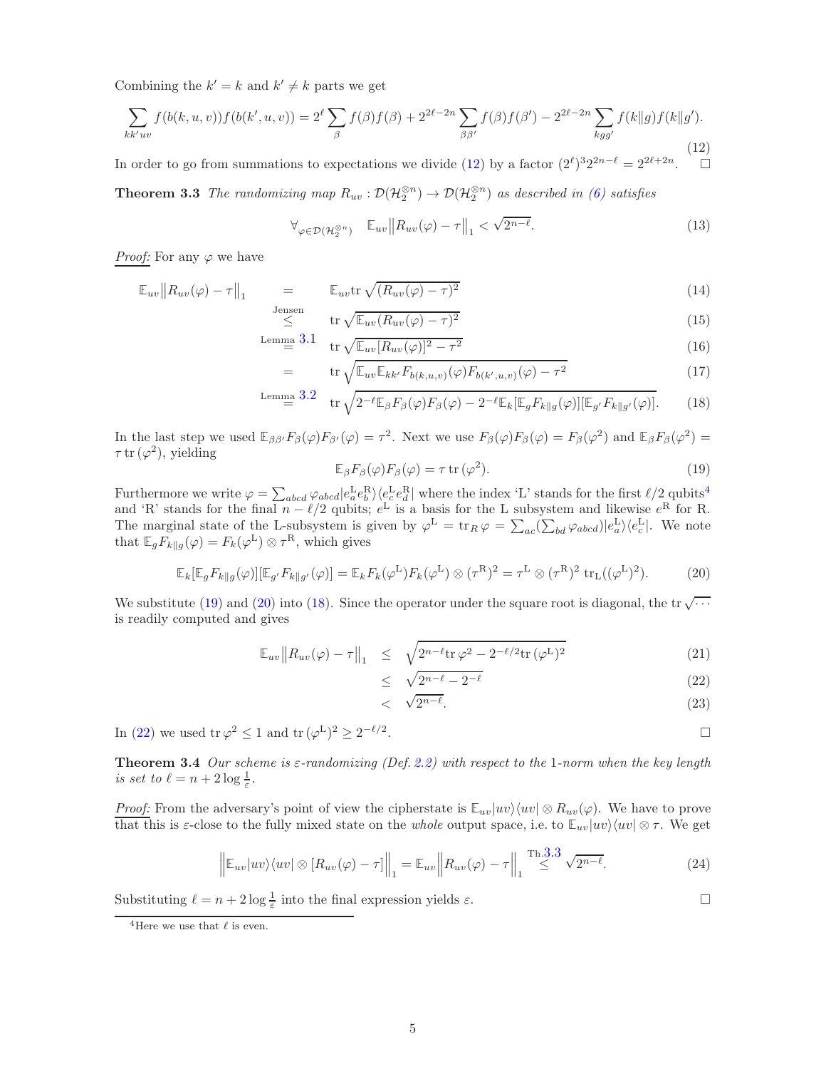Combining the $k'=k$ and $k'\neq k$ parts we get

$$\sum_{kk'uv} f(b(k,u,v))f(b(k',u,v)) = 2^\ell \sum_\beta f(\beta)f(\beta) + 2^{2\ell-2n}\sum_{\beta\beta'} f(\beta)f(\beta') - 2^{2\ell-2n}\sum_{kgg'} f(k\|g)f(k\|g'). \tag{12}$$

In order to go from summations to expectations we divide (12) by a factor $(2^\ell)^3 2^{2n-\ell} = 2^{2\ell+2n}$. □

**Theorem 3.3** *The randomizing map $R_{uv}:\mathcal{D}(\mathcal{H}_2^{\otimes n})\to\mathcal{D}(\mathcal{H}_2^{\otimes n})$ as described in (6) satisfies*

$$\forall_{\varphi\in\mathcal{D}(\mathcal{H}_2^{\otimes n})} \quad \mathbb{E}_{uv}\big\|R_{uv}(\varphi)-\tau\big\|_1 < \sqrt{2^{n-\ell}}. \tag{13}$$

*Proof:* For any $\varphi$ we have

$$\begin{aligned}
\mathbb{E}_{uv}\big\|R_{uv}(\varphi)-\tau\big\|_1 &= \mathbb{E}_{uv}\mathrm{tr}\sqrt{(R_{uv}(\varphi)-\tau)^2} && (14)\\
&\overset{\text{Jensen}}{\leq} \mathrm{tr}\sqrt{\mathbb{E}_{uv}(R_{uv}(\varphi)-\tau)^2} && (15)\\
&\overset{\text{Lemma 3.1}}{=} \mathrm{tr}\sqrt{\mathbb{E}_{uv}[R_{uv}(\varphi)]^2-\tau^2} && (16)\\
&= \mathrm{tr}\sqrt{\mathbb{E}_{uv}\mathbb{E}_{kk'}F_{b(k,u,v)}(\varphi)F_{b(k',u,v)}(\varphi)-\tau^2} && (17)\\
&\overset{\text{Lemma 3.2}}{=} \mathrm{tr}\sqrt{2^{-\ell}\mathbb{E}_\beta F_\beta(\varphi)F_\beta(\varphi)-2^{-\ell}\mathbb{E}_k[\mathbb{E}_g F_{k\|g}(\varphi)][\mathbb{E}_{g'}F_{k\|g'}(\varphi)]}. && (18)
\end{aligned}$$

In the last step we used $\mathbb{E}_{\beta\beta'}F_\beta(\varphi)F_{\beta'}(\varphi)=\tau^2$. Next we use $F_\beta(\varphi)F_\beta(\varphi)=F_\beta(\varphi^2)$ and $\mathbb{E}_\beta F_\beta(\varphi^2)=\tau\,\mathrm{tr}\,(\varphi^2)$, yielding

$$\mathbb{E}_\beta F_\beta(\varphi)F_\beta(\varphi) = \tau\,\mathrm{tr}\,(\varphi^2). \tag{19}$$

Furthermore we write $\varphi=\sum_{abcd}\varphi_{abcd}|e^{\mathrm{L}}_a e^{\mathrm{R}}_b\rangle\langle e^{\mathrm{L}}_c e^{\mathrm{R}}_d|$ where the index 'L' stands for the first $\ell/2$ qubits[4] and 'R' stands for the final $n-\ell/2$ qubits; $e^{\mathrm{L}}$ is a basis for the L subsystem and likewise $e^{\mathrm{R}}$ for R. The marginal state of the L-subsystem is given by $\varphi^{\mathrm{L}}=\mathrm{tr}_R\,\varphi=\sum_{ac}(\sum_{bd}\varphi_{abcd})|e^{\mathrm{L}}_a\rangle\langle e^{\mathrm{L}}_c|$. We note that $\mathbb{E}_g F_{k\|g}(\varphi)=F_k(\varphi^{\mathrm{L}})\otimes\tau^{\mathrm{R}}$, which gives

$$\mathbb{E}_k[\mathbb{E}_g F_{k\|g}(\varphi)][\mathbb{E}_{g'}F_{k\|g'}(\varphi)] = \mathbb{E}_k F_k(\varphi^{\mathrm{L}})F_k(\varphi^{\mathrm{L}})\otimes(\tau^{\mathrm{R}})^2 = \tau^{\mathrm{L}}\otimes(\tau^{\mathrm{R}})^2\,\mathrm{tr}_{\mathrm{L}}((\varphi^{\mathrm{L}})^2). \tag{20}$$

We substitute (19) and (20) into (18). Since the operator under the square root is diagonal, the $\mathrm{tr}\sqrt{\cdots}$ is readily computed and gives

$$\begin{aligned}
\mathbb{E}_{uv}\big\|R_{uv}(\varphi)-\tau\big\|_1 &\leq \sqrt{2^{n-\ell}\mathrm{tr}\,\varphi^2 - 2^{-\ell/2}\mathrm{tr}\,(\varphi^{\mathrm{L}})^2} && (21)\\
&\leq \sqrt{2^{n-\ell}-2^{-\ell}} && (22)\\
&< \sqrt{2^{n-\ell}}. && (23)
\end{aligned}$$

In (22) we used $\mathrm{tr}\,\varphi^2\leq 1$ and $\mathrm{tr}\,(\varphi^{\mathrm{L}})^2\geq 2^{-\ell/2}$. □

**Theorem 3.4** *Our scheme is $\varepsilon$-randomizing (Def. 2.2) with respect to the 1-norm when the key length is set to $\ell = n+2\log\frac{1}{\varepsilon}$.*

*Proof:* From the adversary's point of view the cipherstate is $\mathbb{E}_{uv}|uv\rangle\langle uv|\otimes R_{uv}(\varphi)$. We have to prove that this is $\varepsilon$-close to the fully mixed state on the *whole* output space, i.e. to $\mathbb{E}_{uv}|uv\rangle\langle uv|\otimes\tau$. We get

$$\Big\|\mathbb{E}_{uv}|uv\rangle\langle uv|\otimes[R_{uv}(\varphi)-\tau]\Big\|_1 = \mathbb{E}_{uv}\Big\|R_{uv}(\varphi)-\tau\Big\|_1 \overset{\text{Th.3.3}}{\leq} \sqrt{2^{n-\ell}}. \tag{24}$$

Substituting $\ell=n+2\log\frac{1}{\varepsilon}$ into the final expression yields $\varepsilon$. □

[4] Here we use that $\ell$ is even.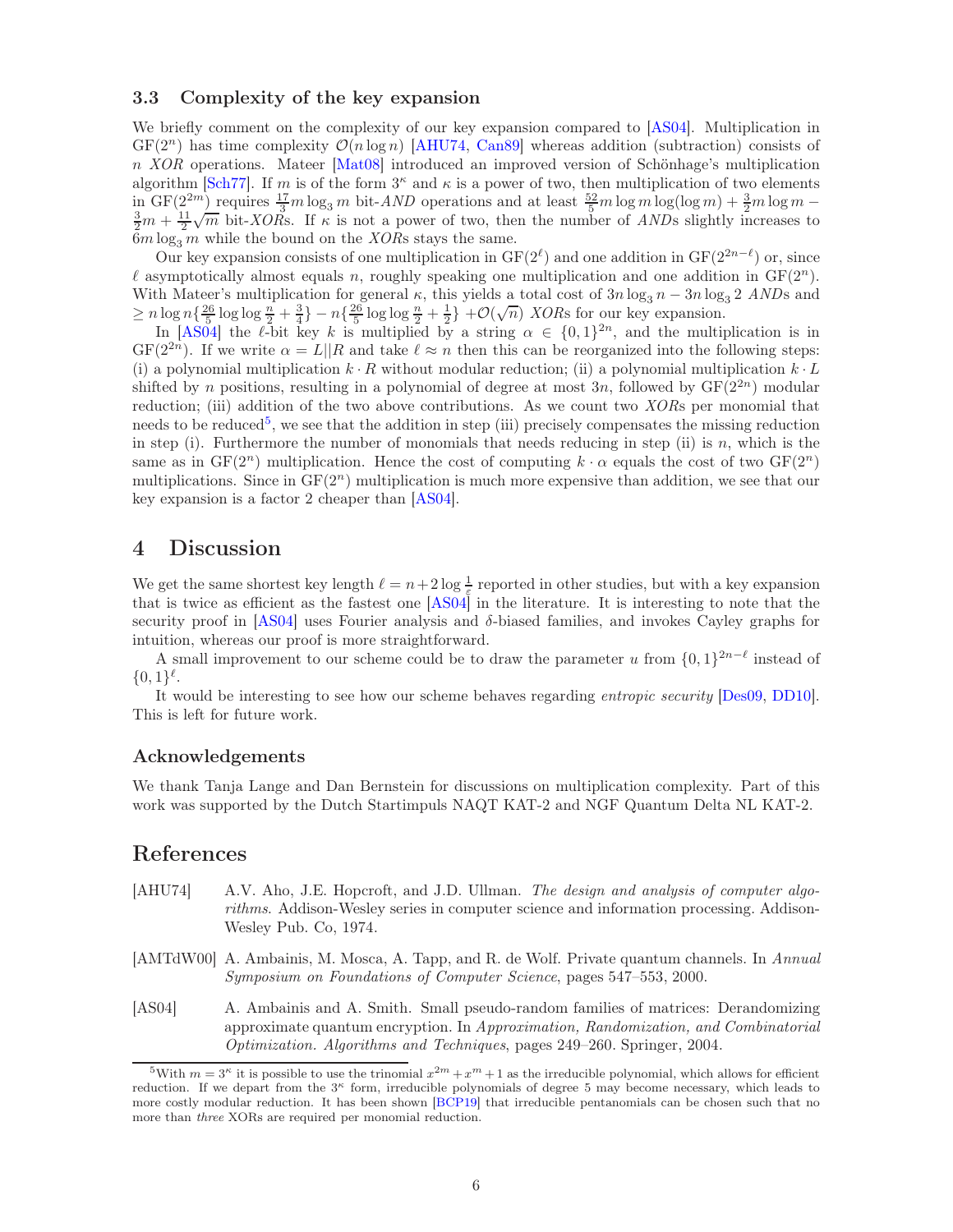### 3.3 Complexity of the key expansion

We briefly comment on the complexity of our key expansion compared to [AS04]. Multiplication in $\mathrm{GF}(2^n)$ has time complexity $\mathcal{O}(n \log n)$ [AHU74, Can89] whereas addition (subtraction) consists of $n$ *XOR* operations. Mateer [Mat08] introduced an improved version of Schönhage's multiplication algorithm [Sch77]. If $m$ is of the form $3^\kappa$ and $\kappa$ is a power of two, then multiplication of two elements in $\mathrm{GF}(2^{2m})$ requires $\frac{17}{3} m \log_3 m$ bit-*AND* operations and at least $\frac{52}{5} m \log m \log(\log m) + \frac{3}{2} m \log m - \frac{3}{2} m + \frac{11}{2}\sqrt{m}$ bit-*XOR*s. If $\kappa$ is not a power of two, then the number of *AND*s slightly increases to $6m \log_3 m$ while the bound on the *XOR*s stays the same.

Our key expansion consists of one multiplication in $\mathrm{GF}(2^\ell)$ and one addition in $\mathrm{GF}(2^{2n-\ell})$ or, since $\ell$ asymptotically almost equals $n$, roughly speaking one multiplication and one addition in $\mathrm{GF}(2^n)$. With Mateer's multiplication for general $\kappa$, this yields a total cost of $3n \log_3 n - 3n \log_3 2$ *AND*s and $\geq n \log n \{\frac{26}{5} \log\log \frac{n}{2} + \frac{3}{4}\} - n\{\frac{26}{5} \log\log \frac{n}{2} + \frac{1}{2}\} + \mathcal{O}(\sqrt{n})$ *XOR*s for our key expansion.

In [AS04] the $\ell$-bit key $k$ is multiplied by a string $\alpha \in \{0,1\}^{2n}$, and the multiplication is in $\mathrm{GF}(2^{2n})$. If we write $\alpha = L||R$ and take $\ell \approx n$ then this can be reorganized into the following steps: (i) a polynomial multiplication $k \cdot R$ without modular reduction; (ii) a polynomial multiplication $k \cdot L$ shifted by $n$ positions, resulting in a polynomial of degree at most $3n$, followed by $\mathrm{GF}(2^{2n})$ modular reduction; (iii) addition of the two above contributions. As we count two *XOR*s per monomial that needs to be reduced[5], we see that the addition in step (iii) precisely compensates the missing reduction in step (i). Furthermore the number of monomials that needs reducing in step (ii) is $n$, which is the same as in $\mathrm{GF}(2^n)$ multiplication. Hence the cost of computing $k \cdot \alpha$ equals the cost of two $\mathrm{GF}(2^n)$ multiplications. Since in $\mathrm{GF}(2^n)$ multiplication is much more expensive than addition, we see that our key expansion is a factor 2 cheaper than [AS04].

## 4 Discussion

We get the same shortest key length $\ell = n + 2\log\frac{1}{\varepsilon}$ reported in other studies, but with a key expansion that is twice as efficient as the fastest one [AS04] in the literature. It is interesting to note that the security proof in [AS04] uses Fourier analysis and $\delta$-biased families, and invokes Cayley graphs for intuition, whereas our proof is more straightforward.

A small improvement to our scheme could be to draw the parameter $u$ from $\{0,1\}^{2n-\ell}$ instead of $\{0,1\}^\ell$.

It would be interesting to see how our scheme behaves regarding *entropic security* [Des09, DD10]. This is left for future work.

### Acknowledgements

We thank Tanja Lange and Dan Bernstein for discussions on multiplication complexity. Part of this work was supported by the Dutch Startimpuls NAQT KAT-2 and NGF Quantum Delta NL KAT-2.

## References

[AHU74] A.V. Aho, J.E. Hopcroft, and J.D. Ullman. *The design and analysis of computer algorithms*. Addison-Wesley series in computer science and information processing. Addison-Wesley Pub. Co, 1974.

[AMTdW00] A. Ambainis, M. Mosca, A. Tapp, and R. de Wolf. Private quantum channels. In *Annual Symposium on Foundations of Computer Science*, pages 547–553, 2000.

[AS04] A. Ambainis and A. Smith. Small pseudo-random families of matrices: Derandomizing approximate quantum encryption. In *Approximation, Randomization, and Combinatorial Optimization. Algorithms and Techniques*, pages 249–260. Springer, 2004.

---

[5] With $m = 3^\kappa$ it is possible to use the trinomial $x^{2m} + x^m + 1$ as the irreducible polynomial, which allows for efficient reduction. If we depart from the $3^\kappa$ form, irreducible polynomials of degree 5 may become necessary, which leads to more costly modular reduction. It has been shown [BCP19] that irreducible pentanomials can be chosen such that no more than *three* XORs are required per monomial reduction.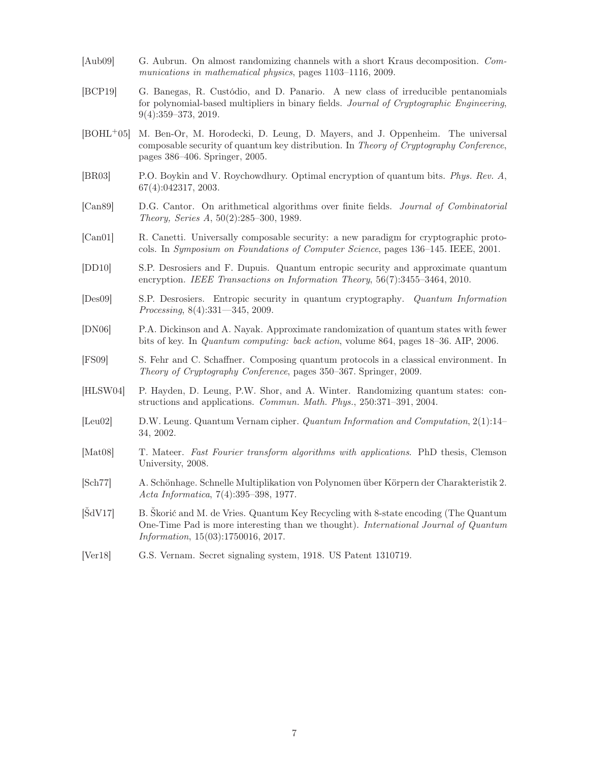[Aub09] G. Aubrun. On almost randomizing channels with a short Kraus decomposition. *Communications in mathematical physics*, pages 1103–1116, 2009.

[BCP19] G. Banegas, R. Custódio, and D. Panario. A new class of irreducible pentanomials for polynomial-based multipliers in binary fields. *Journal of Cryptographic Engineering*, 9(4):359–373, 2019.

[BOHL+05] M. Ben-Or, M. Horodecki, D. Leung, D. Mayers, and J. Oppenheim. The universal composable security of quantum key distribution. In *Theory of Cryptography Conference*, pages 386–406. Springer, 2005.

[BR03] P.O. Boykin and V. Roychowdhury. Optimal encryption of quantum bits. *Phys. Rev. A*, 67(4):042317, 2003.

[Can89] D.G. Cantor. On arithmetical algorithms over finite fields. *Journal of Combinatorial Theory, Series A*, 50(2):285–300, 1989.

[Can01] R. Canetti. Universally composable security: a new paradigm for cryptographic protocols. In *Symposium on Foundations of Computer Science*, pages 136–145. IEEE, 2001.

[DD10] S.P. Desrosiers and F. Dupuis. Quantum entropic security and approximate quantum encryption. *IEEE Transactions on Information Theory*, 56(7):3455–3464, 2010.

[Des09] S.P. Desrosiers. Entropic security in quantum cryptography. *Quantum Information Processing*, 8(4):331—345, 2009.

[DN06] P.A. Dickinson and A. Nayak. Approximate randomization of quantum states with fewer bits of key. In *Quantum computing: back action*, volume 864, pages 18–36. AIP, 2006.

[FS09] S. Fehr and C. Schaffner. Composing quantum protocols in a classical environment. In *Theory of Cryptography Conference*, pages 350–367. Springer, 2009.

[HLSW04] P. Hayden, D. Leung, P.W. Shor, and A. Winter. Randomizing quantum states: constructions and applications. *Commun. Math. Phys.*, 250:371–391, 2004.

[Leu02] D.W. Leung. Quantum Vernam cipher. *Quantum Information and Computation*, 2(1):14–34, 2002.

[Mat08] T. Mateer. *Fast Fourier transform algorithms with applications*. PhD thesis, Clemson University, 2008.

[Sch77] A. Schönhage. Schnelle Multiplikation von Polynomen über Körpern der Charakteristik 2. *Acta Informatica*, 7(4):395–398, 1977.

[ŠdV17] B. Škorić and M. de Vries. Quantum Key Recycling with 8-state encoding (The Quantum One-Time Pad is more interesting than we thought). *International Journal of Quantum Information*, 15(03):1750016, 2017.

[Ver18] G.S. Vernam. Secret signaling system, 1918. US Patent 1310719.